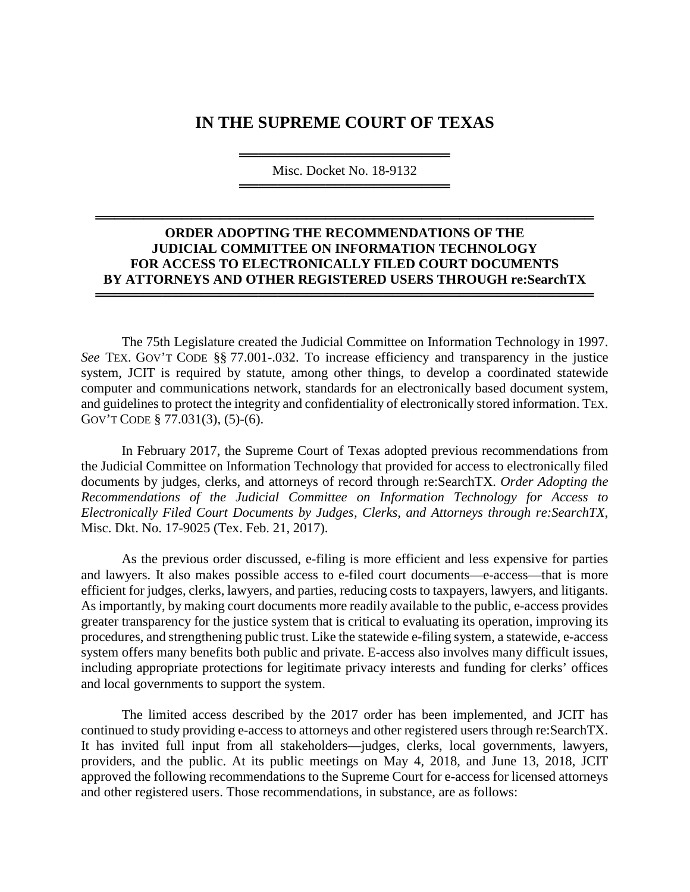# IN THE SUPREME COURT OF TEXAS

Misc. Docket No. 18-9132

## ORDER ADOPTING THE RECOMMENDATIONS OF THE JUDICIAL COMMITTEE ON INFORMATION TECHNOLOGY FOR ACCESS TO ELECTRONICALLY FILED COURT DOCUMENTS BY ATTORNEYS AND OTHER REGISTERED USERS THROUGH re:SearchTX

The 75th Legislature created the Judicial Committee on Information Technology in 1997. *See* TEX. GOV'T CODE §§ 77.001-.032. To increase efficiency and transparency in the justice system, JCIT is required by statute, among other things, to develop a coordinated statewide computer and communications network, standards for an electronically based document system, and guidelines to protect the integrity and confidentiality of electronically stored information. TEX. GOV'T CODE § 77.031(3), (5)-(6).

In February 2017, the Supreme Court of Texas adopted previous recommendations from the Judicial Committee on Information Technology that provided for access to electronically filed documents by judges, clerks, and attorneys of record through re:SearchTX. *Order Adopting the Recommendations of the Judicial Committee on Information Technology for Access to Electronically Filed Court Documents by Judges, Clerks, and Attorneys through re:SearchTX*, Misc. Dkt. No. 17-9025 (Tex. Feb. 21, 2017).

As the previous order discussed, e-filing is more efficient and less expensive for parties and lawyers. It also makes possible access to e-filed court documents—e-access—that is more efficient for judges, clerks, lawyers, and parties, reducing costs to taxpayers, lawyers, and litigants. As importantly, by making court documents more readily available to the public, e-access provides greater transparency for the justice system that is critical to evaluating its operation, improving its procedures, and strengthening public trust. Like the statewide e-filing system, a statewide, e-access system offers many benefits both public and private. E-access also involves many difficult issues, including appropriate protections for legitimate privacy interests and funding for clerks' offices and local governments to support the system.

The limited access described by the 2017 order has been implemented, and JCIT has continued to study providing e-access to attorneys and other registered users through re:SearchTX. It has invited full input from all stakeholders—judges, clerks, local governments, lawyers, providers, and the public. At its public meetings on May 4, 2018, and June 13, 2018, JCIT approved the following recommendations to the Supreme Court for e-access for licensed attorneys and other registered users. Those recommendations, in substance, are as follows: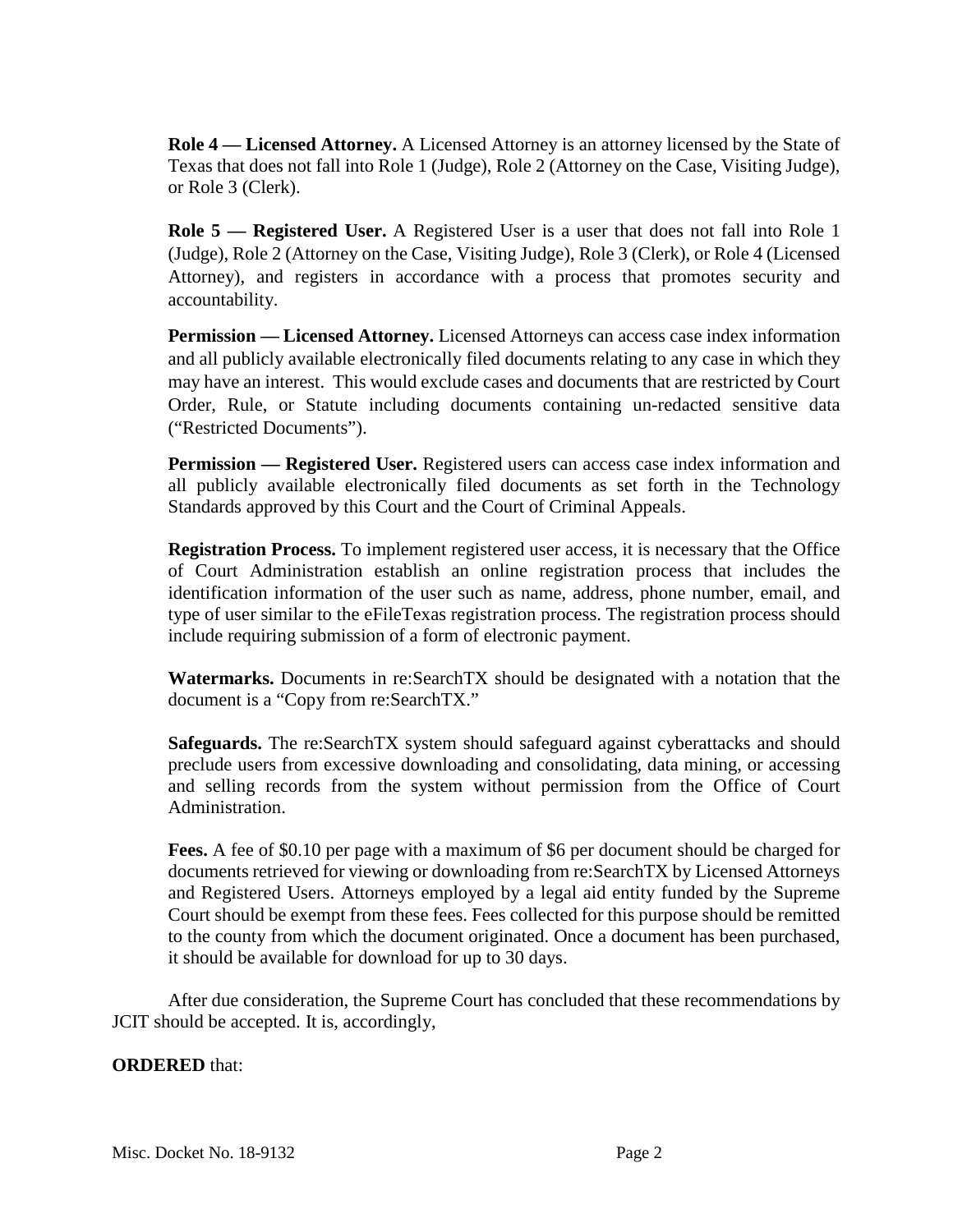**Role 4 — Licensed Attorney.** A Licensed Attorney is an attorney licensed by the State of Texas that does not fall into Role 1 (Judge), Role 2 (Attorney on the Case, Visiting Judge), or Role 3 (Clerk).

**Role 5 — Registered User.** A Registered User is a user that does not fall into Role 1 (Judge), Role 2 (Attorney on the Case, Visiting Judge), Role 3 (Clerk), or Role 4 (Licensed Attorney), and registers in accordance with a process that promotes security and accountability.

**Permission — Licensed Attorney.** Licensed Attorneys can access case index information and all publicly available electronically filed documents relating to any case in which they may have an interest. This would exclude cases and documents that are restricted by Court Order, Rule, or Statute including documents containing un-redacted sensitive data ("Restricted Documents").

**Permission — Registered User.** Registered users can access case index information and all publicly available electronically filed documents as set forth in the Technology Standards approved by this Court and the Court of Criminal Appeals.

**Registration Process.** To implement registered user access, it is necessary that the Office of Court Administration establish an online registration process that includes the identification information of the user such as name, address, phone number, email, and type of user similar to the eFileTexas registration process. The registration process should include requiring submission of a form of electronic payment.

**Watermarks.** Documents in re:SearchTX should be designated with a notation that the document is a "Copy from re:SearchTX."

**Safeguards.** The re:SearchTX system should safeguard against cyberattacks and should preclude users from excessive downloading and consolidating, data mining, or accessing and selling records from the system without permission from the Office of Court Administration.

**Fees.** A fee of $0.10 per page with a maximum of $6 per document should be charged for documents retrieved for viewing or downloading from re:SearchTX by Licensed Attorneys and Registered Users. Attorneys employed by a legal aid entity funded by the Supreme Court should be exempt from these fees. Fees collected for this purpose should be remitted to the county from which the document originated. Once a document has been purchased, it should be available for download for up to 30 days.

After due consideration, the Supreme Court has concluded that these recommendations by JCIT should be accepted. It is, accordingly,

**ORDERED** that: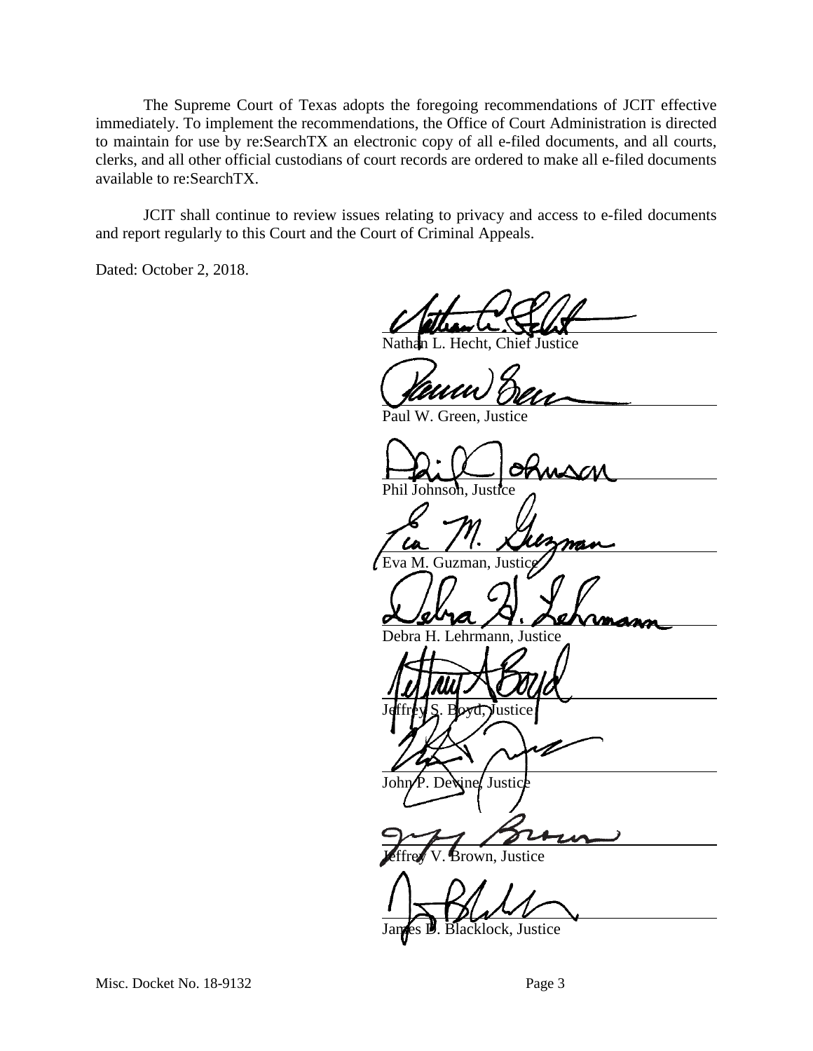The Supreme Court of Texas adopts the foregoing recommendations of JCIT effective immediately. To implement the recommendations, the Office of Court Administration is directed to maintain for use by re:SearchTX an electronic copy of all e-filed documents, and all courts, clerks, and all other official custodians of court records are ordered to make all e-filed documents available to re:SearchTX.

JCIT shall continue to review issues relating to privacy and access to e-filed documents and report regularly to this Court and the Court of Criminal Appeals.

Dated: October 2, 2018.

Nathan L. Hecht, Chief Justice

Paul W. Green, Justice

Phil Johnson, Justice

Eva M. Guzman, Justice

Debra H. Lehrmann, Justice

Jeffrey S. Boyd, Justice

John P. Devine, Justice

Jeffrey V. Brown, Justice

James D. Blacklock, Justice

Misc. Docket No. 18-9132